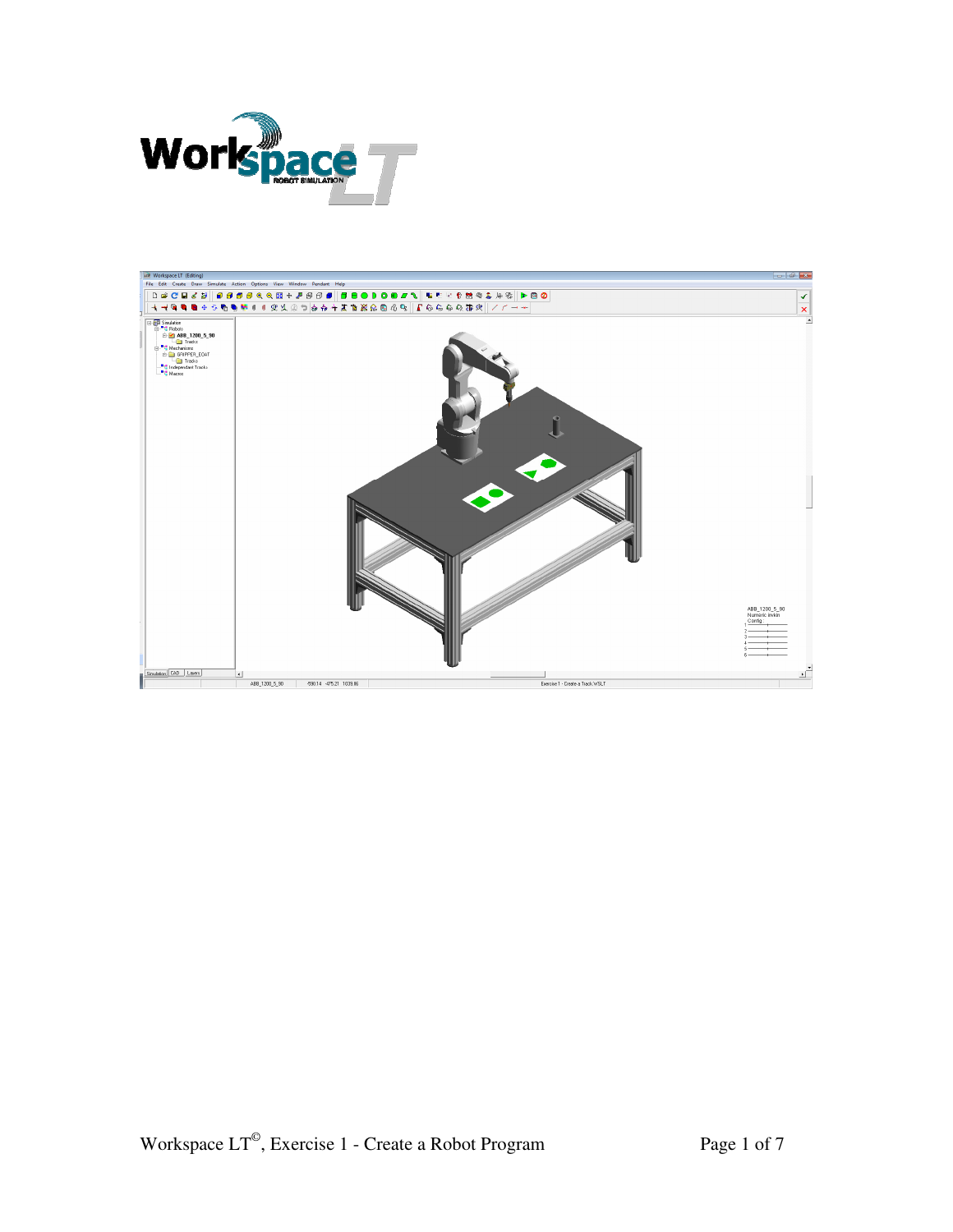Workspace LT©, Exercise 1 - Create a Robot Program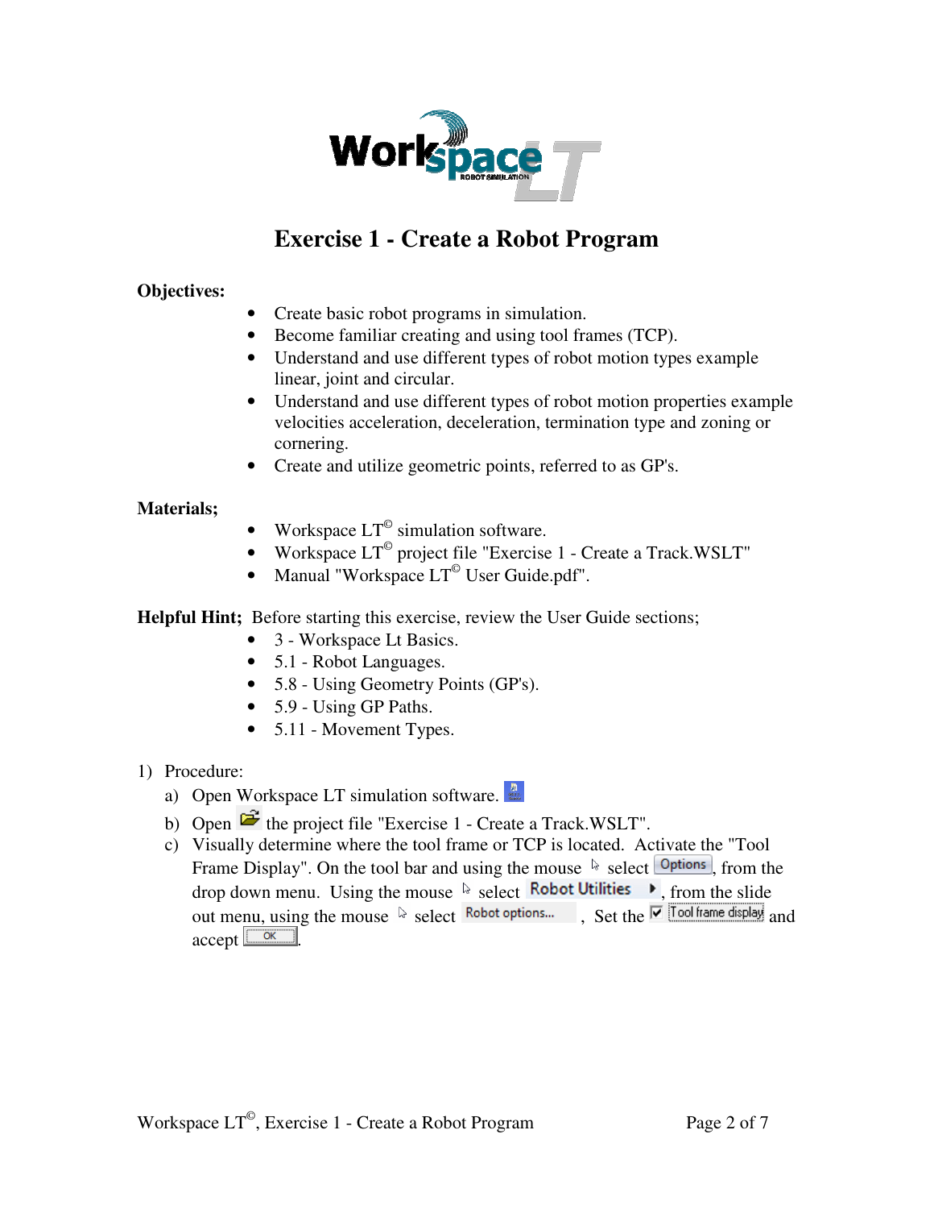# Exercise 1 - Create a Robot Program

**Objectives:**

- Create basic robot programs in simulation.
- Become familiar creating and using tool frames (TCP).
- Understand and use different types of robot motion types example linear, joint and circular.
- Understand and use different types of robot motion properties example velocities acceleration, deceleration, termination type and zoning or cornering.
- Create and utilize geometric points, referred to as GP's.

**Materials;**

- Workspace LT© simulation software.
- Workspace LT© project file "Exercise 1 - Create a Track.WSLT"
- Manual "Workspace LT© User Guide.pdf".

**Helpful Hint;** Before starting this exercise, review the User Guide sections;

- 3 - Workspace Lt Basics.
- 5.1 - Robot Languages.
- 5.8 - Using Geometry Points (GP's).
- 5.9 - Using GP Paths.
- 5.11 - Movement Types.

1) Procedure:
   a) Open Workspace LT simulation software.
   b) Open the project file "Exercise 1 - Create a Track.WSLT".
   c) Visually determine where the tool frame or TCP is located. Activate the "Tool Frame Display". On the tool bar and using the mouse select Options, from the drop down menu. Using the mouse select Robot Utilities, from the slide out menu, using the mouse select Robot options... , Set the ☑ Tool frame display and accept OK.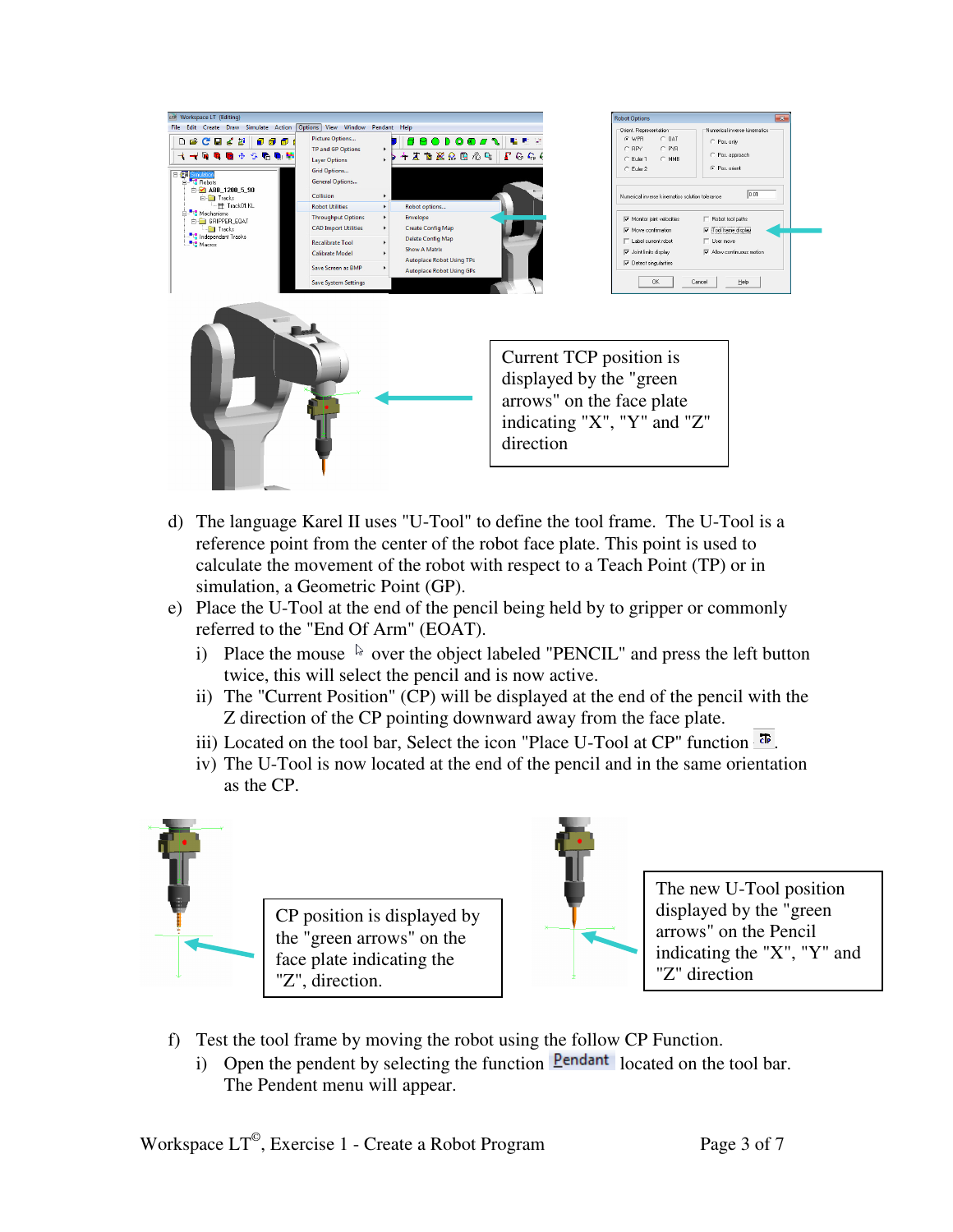Current TCP position is displayed by the "green arrows" on the face plate indicating "X", "Y" and "Z" direction

d) The language Karel II uses "U-Tool" to define the tool frame. The U-Tool is a reference point from the center of the robot face plate. This point is used to calculate the movement of the robot with respect to a Teach Point (TP) or in simulation, a Geometric Point (GP).

e) Place the U-Tool at the end of the pencil being held by to gripper or commonly referred to the "End Of Arm" (EOAT).

   i) Place the mouse over the object labeled "PENCIL" and press the left button twice, this will select the pencil and is now active.

   ii) The "Current Position" (CP) will be displayed at the end of the pencil with the Z direction of the CP pointing downward away from the face plate.

   iii) Located on the tool bar, Select the icon "Place U-Tool at CP" function.

   iv) The U-Tool is now located at the end of the pencil and in the same orientation as the CP.

CP position is displayed by the "green arrows" on the face plate indicating the "Z", direction.

The new U-Tool position displayed by the "green arrows" on the Pencil indicating the "X", "Y" and "Z" direction

f) Test the tool frame by moving the robot using the follow CP Function.

   i) Open the pendent by selecting the function Pendant located on the tool bar. The Pendent menu will appear.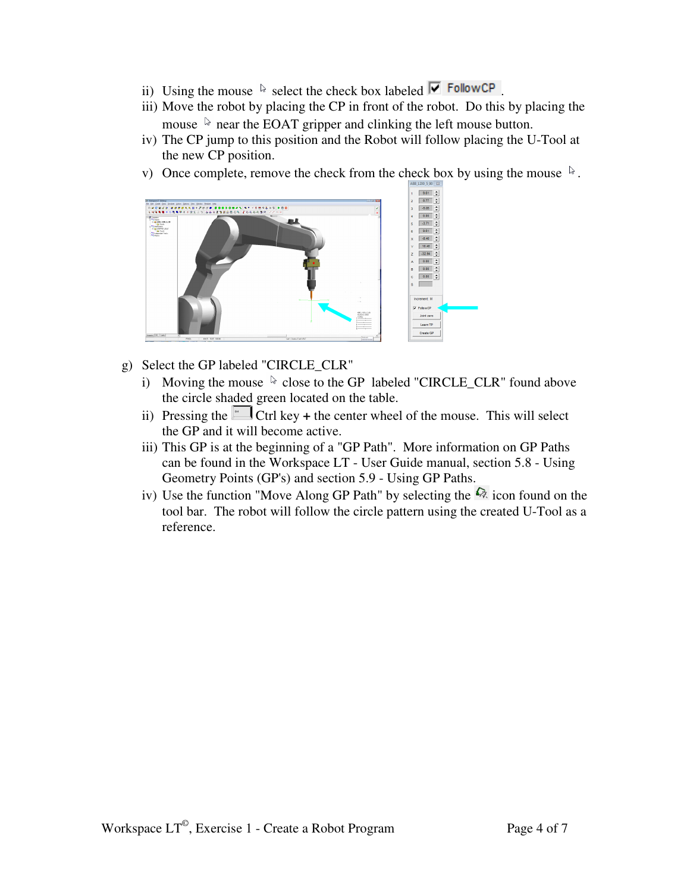ii) Using the mouse select the check box labeled ☑ FollowCP .

iii) Move the robot by placing the CP in front of the robot. Do this by placing the mouse near the EOAT gripper and clinking the left mouse button.

iv) The CP jump to this position and the Robot will follow placing the U-Tool at the new CP position.

v) Once complete, remove the check from the check box by using the mouse .

g) Select the GP labeled "CIRCLE_CLR"

i) Moving the mouse close to the GP labeled "CIRCLE_CLR" found above the circle shaded green located on the table.

ii) Pressing the Ctrl key + the center wheel of the mouse. This will select the GP and it will become active.

iii) This GP is at the beginning of a "GP Path". More information on GP Paths can be found in the Workspace LT - User Guide manual, section 5.8 - Using Geometry Points (GP's) and section 5.9 - Using GP Paths.

iv) Use the function "Move Along GP Path" by selecting the icon found on the tool bar. The robot will follow the circle pattern using the created U-Tool as a reference.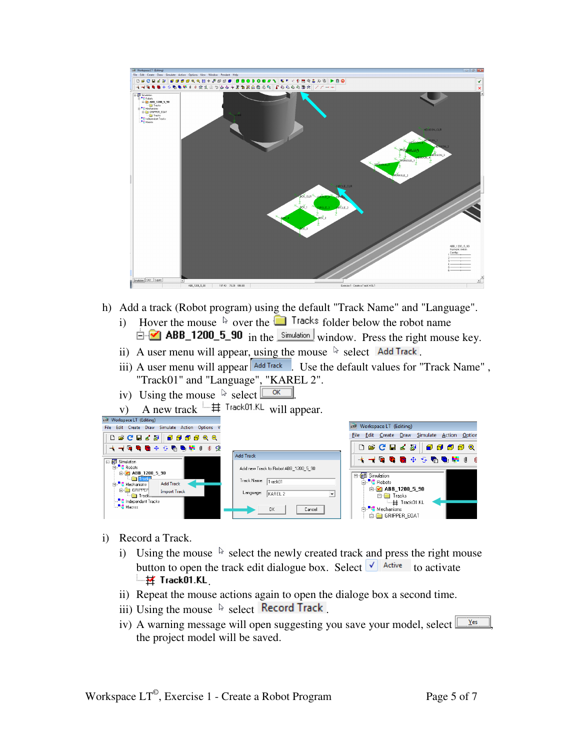h) Add a track (Robot program) using the default "Track Name" and "Language".

   i) Hover the mouse over the Tracks folder below the robot name ABB_1200_5_90 in the Simulation window. Press the right mouse key.

   ii) A user menu will appear, using the mouse select Add Track.

   iii) A user menu will appear Add Track. Use the default values for "Track Name", "Track01" and "Language", "KAREL 2".

   iv) Using the mouse select OK.

   v) A new track Track01.KL will appear.

i) Record a Track.

   i) Using the mouse select the newly created track and press the right mouse button to open the track edit dialogue box. Select Active to activate Track01.KL.

   ii) Repeat the mouse actions again to open the dialoge box a second time.

   iii) Using the mouse select Record Track.

   iv) A warning message will open suggesting you save your model, select Yes, the project model will be saved.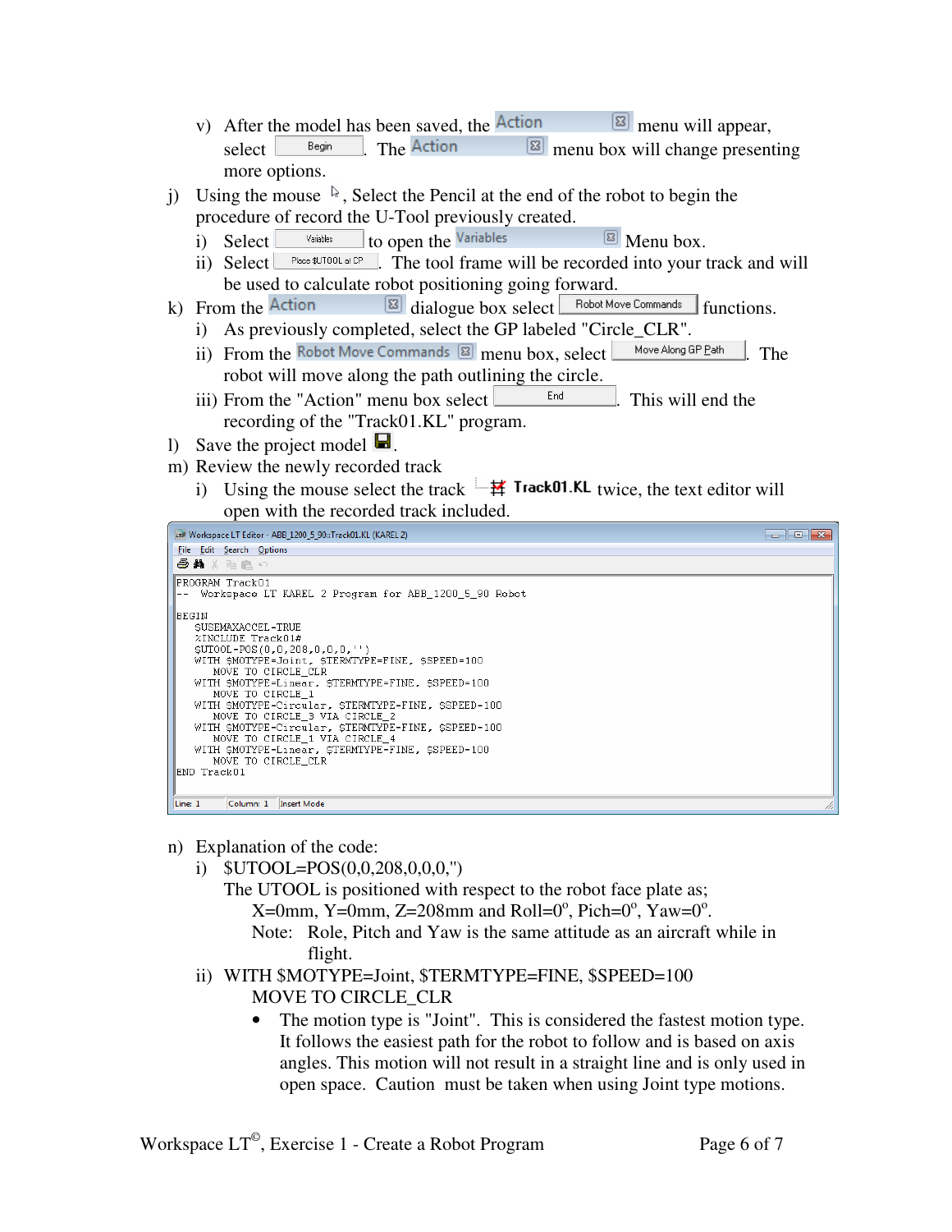v) After the model has been saved, the Action menu will appear, select Begin. The Action menu box will change presenting more options.

j) Using the mouse, Select the Pencil at the end of the robot to begin the procedure of record the U-Tool previously created.

   i) Select Variables to open the Variables Menu box.

   ii) Select Place $UTOOL at CP. The tool frame will be recorded into your track and will be used to calculate robot positioning going forward.

k) From the Action dialogue box select Robot Move Commands functions.

   i) As previously completed, select the GP labeled "Circle_CLR".

   ii) From the Robot Move Commands menu box, select Move Along GP Path. The robot will move along the path outlining the circle.

   iii) From the "Action" menu box select End. This will end the recording of the "Track01.KL" program.

l) Save the project model.

m) Review the newly recorded track

   i) Using the mouse select the track **Track01.KL** twice, the text editor will open with the recorded track included.

Workspace LT Editor - ABB_1200_5_90::Track01.KL (KAREL 2)

```
PROGRAM Track01
--  Workspace LT KAREL 2 Program for ABB_1200_5_90 Robot

BEGIN
   $USEMAXACCEL=TRUE
   %INCLUDE Track01#
   $UTOOL=POS(0,0,208,0,0,0,'')
   WITH $MOTYPE=Joint, $TERMTYPE=FINE, $SPEED=100
      MOVE TO CIRCLE_CLR
   WITH $MOTYPE=Linear, $TERMTYPE=FINE, $SPEED=100
      MOVE TO CIRCLE_1
   WITH $MOTYPE=Circular, $TERMTYPE=FINE, $SPEED=100
      MOVE TO CIRCLE_3 VIA CIRCLE_2
   WITH $MOTYPE=Circular, $TERMTYPE=FINE, $SPEED=100
      MOVE TO CIRCLE_1 VIA CIRCLE_4
   WITH $MOTYPE=Linear, $TERMTYPE=FINE, $SPEED=100
      MOVE TO CIRCLE_CLR
END Track01
```

Line: 1 | Column: 1 | Insert Mode

n) Explanation of the code:

   i) $UTOOL=POS(0,0,208,0,0,0,")

      The UTOOL is positioned with respect to the robot face plate as;

         X=0mm, Y=0mm, Z=208mm and Roll=0°, Pich=0°, Yaw=0°.

         Note: Role, Pitch and Yaw is the same attitude as an aircraft while in flight.

   ii) WITH $MOTYPE=Joint, $TERMTYPE=FINE, $SPEED=100

         MOVE TO CIRCLE_CLR

      - The motion type is "Joint". This is considered the fastest motion type. It follows the easiest path for the robot to follow and is based on axis angles. This motion will not result in a straight line and is only used in open space. Caution must be taken when using Joint type motions.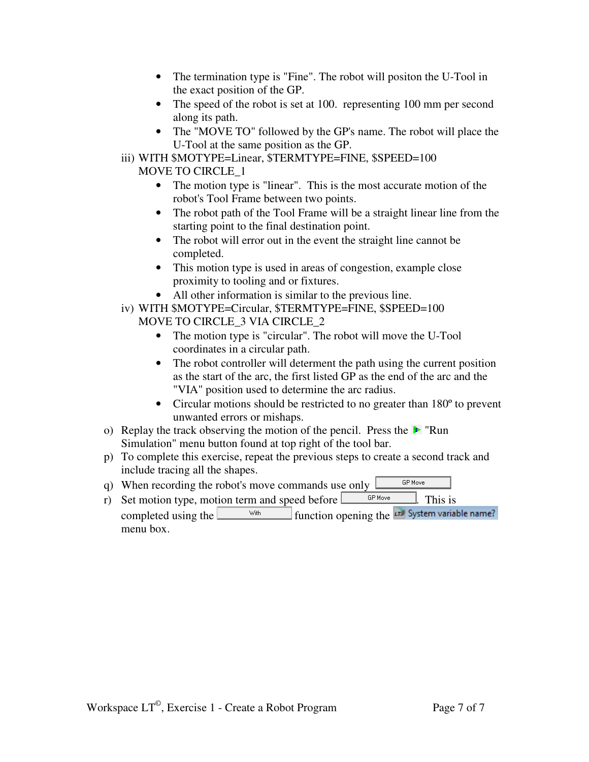- The termination type is "Fine". The robot will positon the U-Tool in the exact position of the GP.
- The speed of the robot is set at 100. representing 100 mm per second along its path.
- The "MOVE TO" followed by the GP's name. The robot will place the U-Tool at the same position as the GP.

iii) WITH $MOTYPE=Linear, $TERMTYPE=FINE, $SPEED=100
MOVE TO CIRCLE_1

- The motion type is "linear". This is the most accurate motion of the robot's Tool Frame between two points.
- The robot path of the Tool Frame will be a straight linear line from the starting point to the final destination point.
- The robot will error out in the event the straight line cannot be completed.
- This motion type is used in areas of congestion, example close proximity to tooling and or fixtures.
- All other information is similar to the previous line.

iv) WITH $MOTYPE=Circular, $TERMTYPE=FINE, $SPEED=100
MOVE TO CIRCLE_3 VIA CIRCLE_2

- The motion type is "circular". The robot will move the U-Tool coordinates in a circular path.
- The robot controller will determent the path using the current position as the start of the arc, the first listed GP as the end of the arc and the "VIA" position used to determine the arc radius.
- Circular motions should be restricted to no greater than 180º to prevent unwanted errors or mishaps.

o) Replay the track observing the motion of the pencil. Press the "Run Simulation" menu button found at top right of the tool bar.

p) To complete this exercise, repeat the previous steps to create a second track and include tracing all the shapes.

q) When recording the robot's move commands use only GP Move

r) Set motion type, motion term and speed before GP Move. This is completed using the With function opening the System variable name? menu box.